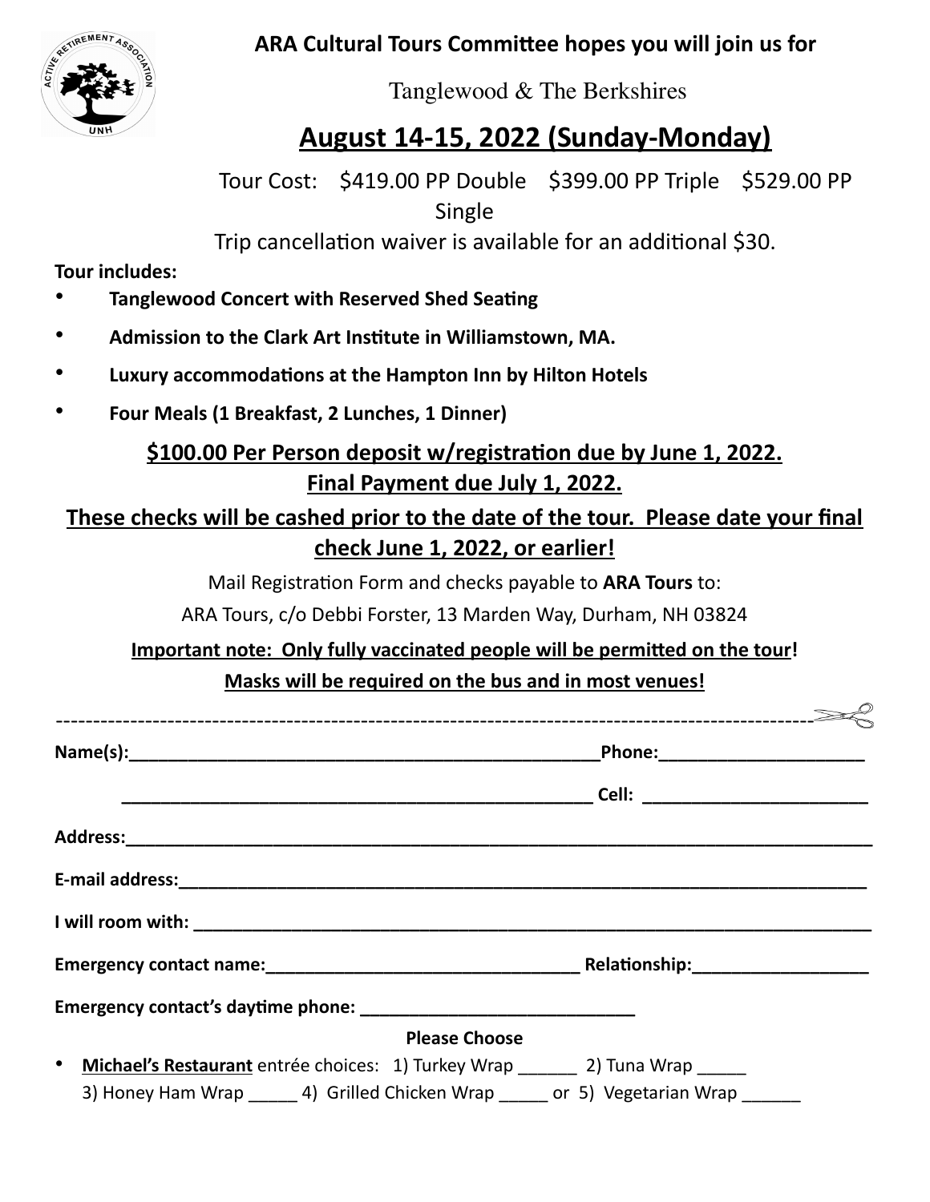**ARA Cultural Tours Committee hopes you will join us for**

Tanglewood & The Berkshires

## August 14-15, 2022 (Sunday-Monday)

Tour Cost: $419.00 PP Double $399.00 PP Triple $529.00 PP Single

Trip cancellation waiver is available for an additional $30.

**Tour includes:**

- **Tanglewood Concert with Reserved Shed Seating**
- **Admission to the Clark Art Institute in Williamstown, MA.**
- **Luxury accommodations at the Hampton Inn by Hilton Hotels**
- **Four Meals (1 Breakfast, 2 Lunches, 1 Dinner)**

**$100.00 Per Person deposit w/registration due by June 1, 2022.**
**Final Payment due July 1, 2022.**

**These checks will be cashed prior to the date of the tour. Please date your final check June 1, 2022, or earlier!**

Mail Registration Form and checks payable to **ARA Tours** to:

ARA Tours, c/o Debbi Forster, 13 Marden Way, Durham, NH 03824

**Important note: Only fully vaccinated people will be permitted on the tour!**

**Masks will be required on the bus and in most venues!**

---

**Name(s):**___________________________________________________ **Phone:**______________________

___________________________________________________ **Cell:** ________________________

**Address:**_______________________________________________________________________________

**E-mail address:**_________________________________________________________________________

**I will room with:** _______________________________________________________________________

**Emergency contact name:**__________________________________ **Relationship:**___________________

**Emergency contact's daytime phone:** ______________________________

**Please Choose**

- **Michael's Restaurant** entrée choices: 1) Turkey Wrap ______ 2) Tuna Wrap _____ 3) Honey Ham Wrap _____ 4) Grilled Chicken Wrap _____ or 5) Vegetarian Wrap ______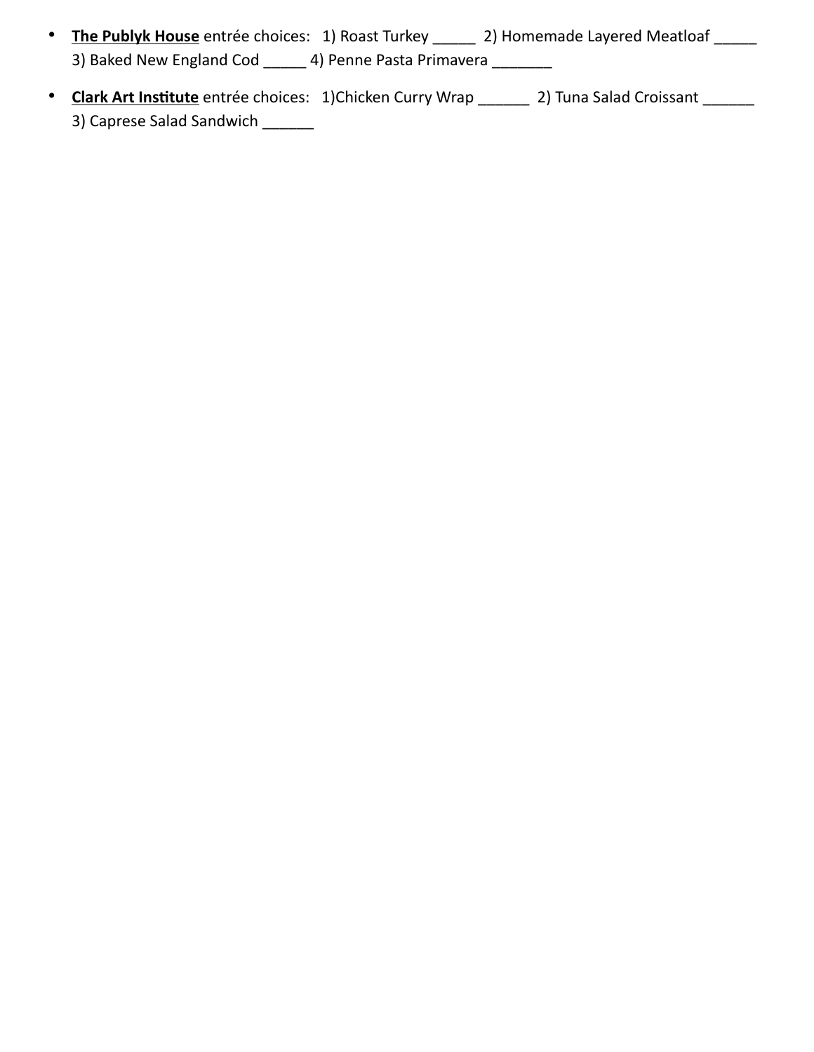- **<u>The Publyk House</u>** entrée choices: 1) Roast Turkey _____ 2) Homemade Layered Meatloaf _____ 3) Baked New England Cod _____ 4) Penne Pasta Primavera _______
- **<u>Clark Art Institute</u>** entrée choices: 1)Chicken Curry Wrap ______ 2) Tuna Salad Croissant ______ 3) Caprese Salad Sandwich ______